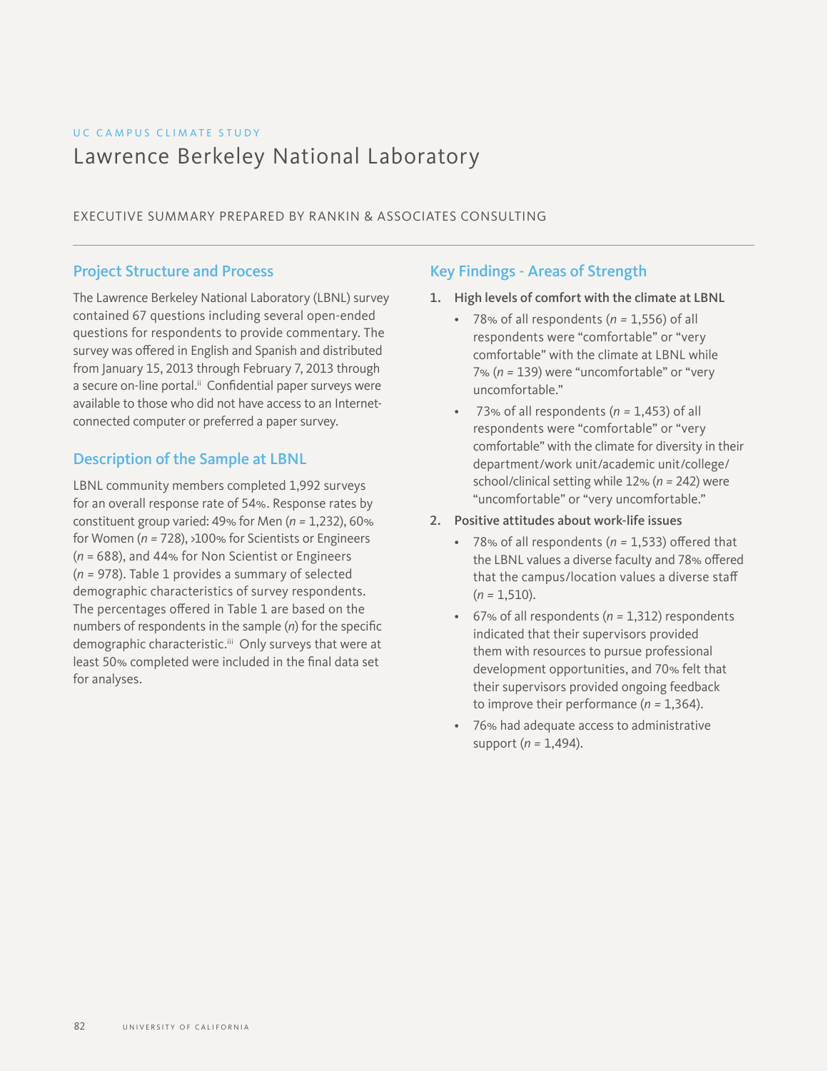UC CAMPUS CLIMATE STUDY

# Lawrence Berkeley National Laboratory

EXECUTIVE SUMMARY PREPARED BY RANKIN & ASSOCIATES CONSULTING

## Project Structure and Process

The Lawrence Berkeley National Laboratory (LBNL) survey contained 67 questions including several open-ended questions for respondents to provide commentary. The survey was offered in English and Spanish and distributed from January 15, 2013 through February 7, 2013 through a secure on-line portal.[ii] Confidential paper surveys were available to those who did not have access to an Internet-connected computer or preferred a paper survey.

## Description of the Sample at LBNL

LBNL community members completed 1,992 surveys for an overall response rate of 54%. Response rates by constituent group varied: 49% for Men (*n* = 1,232), 60% for Women (*n* = 728), >100% for Scientists or Engineers (*n* = 688), and 44% for Non Scientist or Engineers (*n* = 978). Table 1 provides a summary of selected demographic characteristics of survey respondents. The percentages offered in Table 1 are based on the numbers of respondents in the sample (*n*) for the specific demographic characteristic.[iii] Only surveys that were at least 50% completed were included in the final data set for analyses.

## Key Findings - Areas of Strength

1. **High levels of comfort with the climate at LBNL**
   - 78% of all respondents (*n* = 1,556) of all respondents were "comfortable" or "very comfortable" with the climate at LBNL while 7% (*n* = 139) were "uncomfortable" or "very uncomfortable."
   - 73% of all respondents (*n* = 1,453) of all respondents were "comfortable" or "very comfortable" with the climate for diversity in their department/work unit/academic unit/college/school/clinical setting while 12% (*n* = 242) were "uncomfortable" or "very uncomfortable."
2. **Positive attitudes about work-life issues**
   - 78% of all respondents (*n* = 1,533) offered that the LBNL values a diverse faculty and 78% offered that the campus/location values a diverse staff (*n* = 1,510).
   - 67% of all respondents (*n* = 1,312) respondents indicated that their supervisors provided them with resources to pursue professional development opportunities, and 70% felt that their supervisors provided ongoing feedback to improve their performance (*n* = 1,364).
   - 76% had adequate access to administrative support (*n* = 1,494).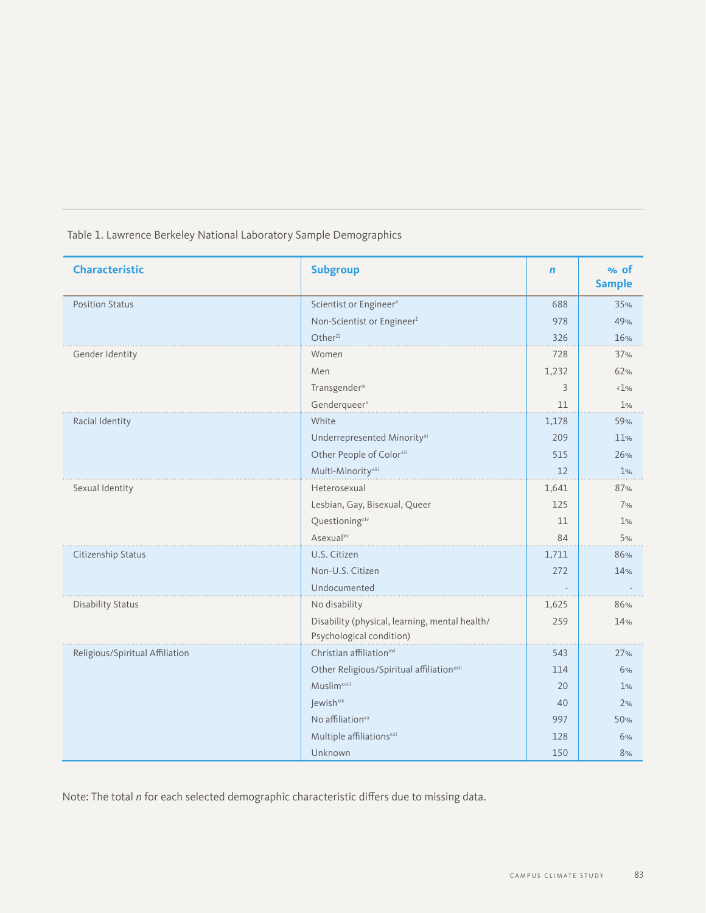Table 1. Lawrence Berkeley National Laboratory Sample Demographics

| Characteristic | Subgroup | *n* | % of Sample |
|---|---|---|---|
| Position Status | Scientist or Engineer[ρ] | 688 | 35% |
| | Non-Scientist or Engineer[Σ] | 978 | 49% |
| | Other[Ω] | 326 | 16% |
| Gender Identity | Women | 728 | 37% |
| | Men | 1,232 | 62% |
| | Transgender[ix] | 3 | <1% |
| | Genderqueer[x] | 11 | 1% |
| Racial Identity | White | 1,178 | 59% |
| | Underrepresented Minority[xi] | 209 | 11% |
| | Other People of Color[xii] | 515 | 26% |
| | Multi-Minority[xiii] | 12 | 1% |
| Sexual Identity | Heterosexual | 1,641 | 87% |
| | Lesbian, Gay, Bisexual, Queer | 125 | 7% |
| | Questioning[xiv] | 11 | 1% |
| | Asexual[xv] | 84 | 5% |
| Citizenship Status | U.S. Citizen | 1,711 | 86% |
| | Non-U.S. Citizen | 272 | 14% |
| | Undocumented | - | - |
| Disability Status | No disability | 1,625 | 86% |
| | Disability (physical, learning, mental health/ Psychological condition) | 259 | 14% |
| Religious/Spiritual Affiliation | Christian affiliation[xvi] | 543 | 27% |
| | Other Religious/Spiritual affiliation[xvii] | 114 | 6% |
| | Muslim[xviii] | 20 | 1% |
| | Jewish[xix] | 40 | 2% |
| | No affiliation[xx] | 997 | 50% |
| | Multiple affiliations[xxi] | 128 | 6% |
| | Unknown | 150 | 8% |

Note: The total *n* for each selected demographic characteristic differs due to missing data.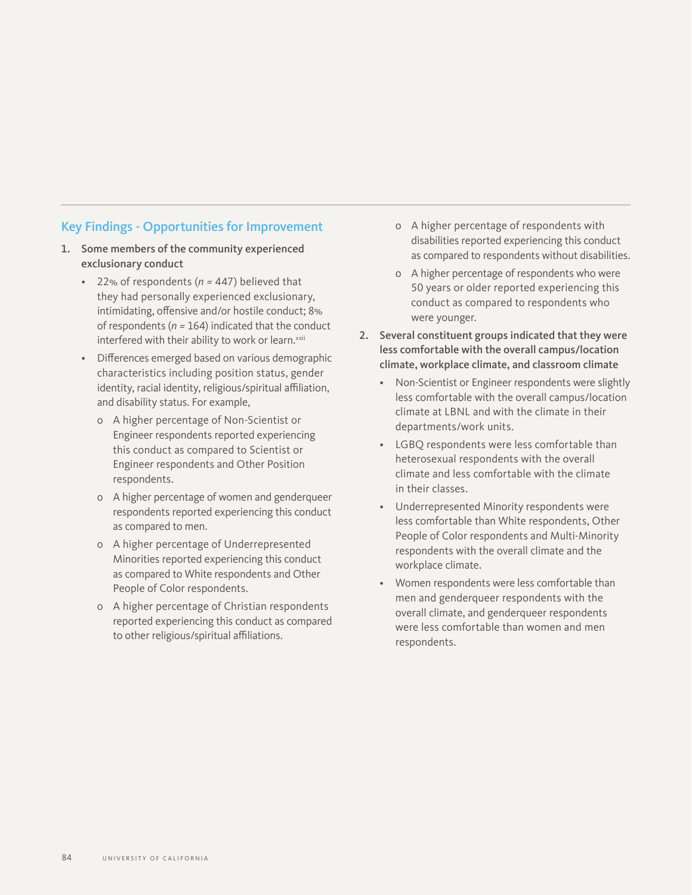## Key Findings - Opportunities for Improvement

1. **Some members of the community experienced exclusionary conduct**
   - 22% of respondents (*n* = 447) believed that they had personally experienced exclusionary, intimidating, offensive and/or hostile conduct; 8% of respondents (*n* = 164) indicated that the conduct interfered with their ability to work or learn.[xxii]
   - Differences emerged based on various demographic characteristics including position status, gender identity, racial identity, religious/spiritual affiliation, and disability status. For example,
     - A higher percentage of Non-Scientist or Engineer respondents reported experiencing this conduct as compared to Scientist or Engineer respondents and Other Position respondents.
     - A higher percentage of women and genderqueer respondents reported experiencing this conduct as compared to men.
     - A higher percentage of Underrepresented Minorities reported experiencing this conduct as compared to White respondents and Other People of Color respondents.
     - A higher percentage of Christian respondents reported experiencing this conduct as compared to other religious/spiritual affiliations.
     - A higher percentage of respondents with disabilities reported experiencing this conduct as compared to respondents without disabilities.
     - A higher percentage of respondents who were 50 years or older reported experiencing this conduct as compared to respondents who were younger.

2. **Several constituent groups indicated that they were less comfortable with the overall campus/location climate, workplace climate, and classroom climate**
   - Non-Scientist or Engineer respondents were slightly less comfortable with the overall campus/location climate at LBNL and with the climate in their departments/work units.
   - LGBQ respondents were less comfortable than heterosexual respondents with the overall climate and less comfortable with the climate in their classes.
   - Underrepresented Minority respondents were less comfortable than White respondents, Other People of Color respondents and Multi-Minority respondents with the overall climate and the workplace climate.
   - Women respondents were less comfortable than men and genderqueer respondents with the overall climate, and genderqueer respondents were less comfortable than women and men respondents.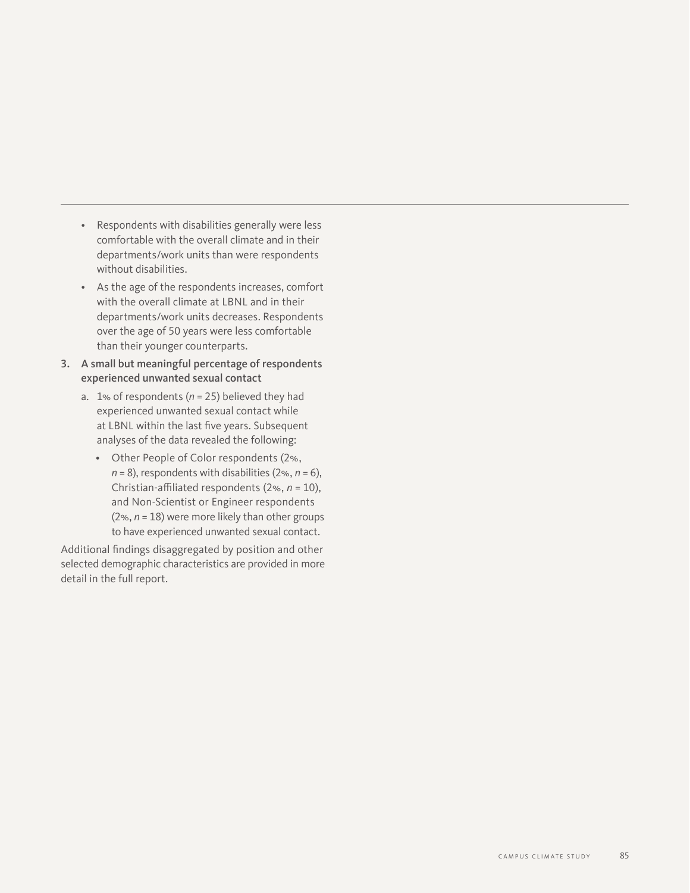- Respondents with disabilities generally were less comfortable with the overall climate and in their departments/work units than were respondents without disabilities.
- As the age of the respondents increases, comfort with the overall climate at LBNL and in their departments/work units decreases. Respondents over the age of 50 years were less comfortable than their younger counterparts.

3. **A small but meaningful percentage of respondents experienced unwanted sexual contact**
   a. 1% of respondents ($n = 25$) believed they had experienced unwanted sexual contact while at LBNL within the last five years. Subsequent analyses of the data revealed the following:
      - Other People of Color respondents (2%, $n = 8$), respondents with disabilities (2%, $n = 6$), Christian-affiliated respondents (2%, $n = 10$), and Non-Scientist or Engineer respondents (2%, $n = 18$) were more likely than other groups to have experienced unwanted sexual contact.

Additional findings disaggregated by position and other selected demographic characteristics are provided in more detail in the full report.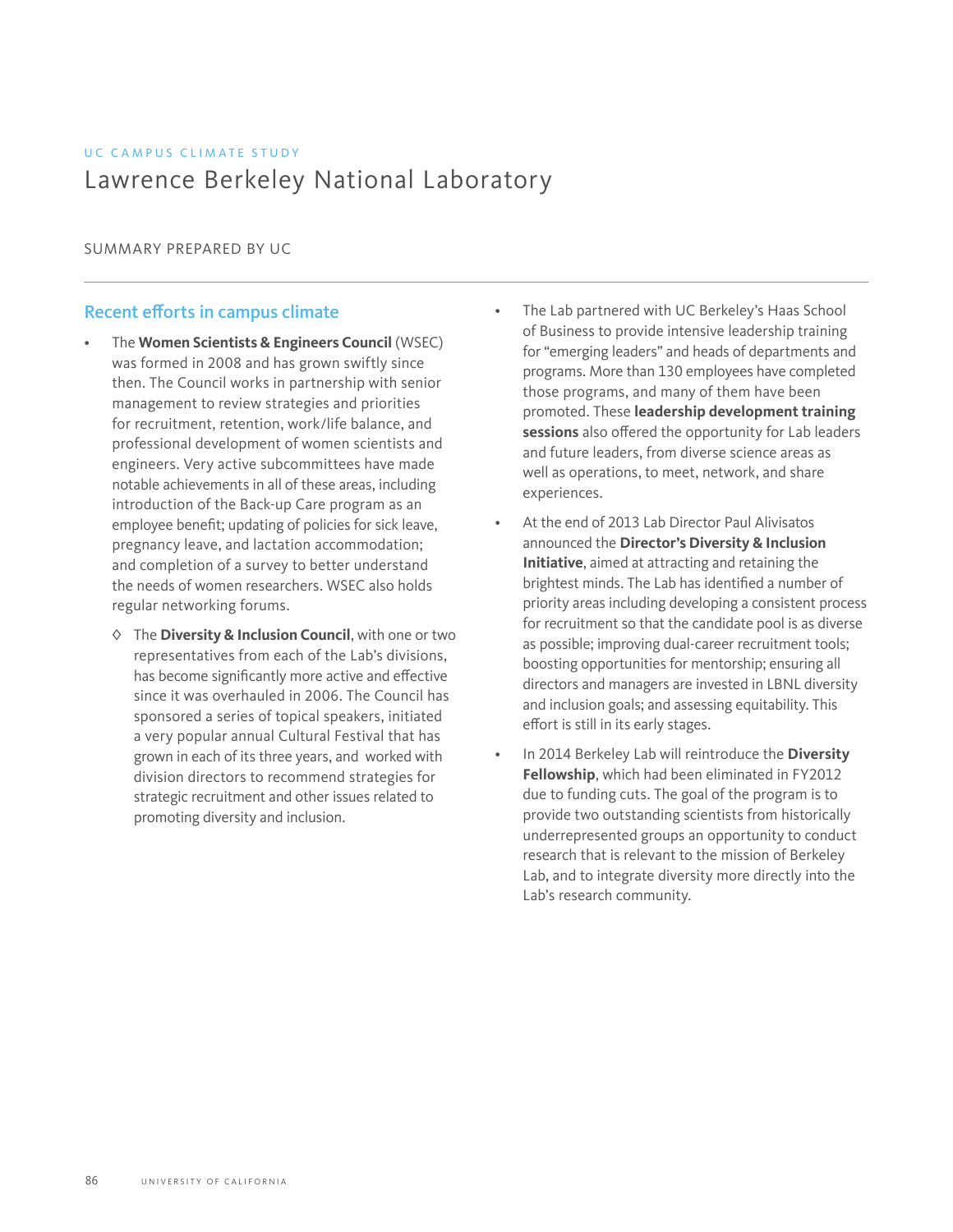UC CAMPUS CLIMATE STUDY

# Lawrence Berkeley National Laboratory

SUMMARY PREPARED BY UC

## Recent efforts in campus climate

- The **Women Scientists & Engineers Council** (WSEC) was formed in 2008 and has grown swiftly since then. The Council works in partnership with senior management to review strategies and priorities for recruitment, retention, work/life balance, and professional development of women scientists and engineers. Very active subcommittees have made notable achievements in all of these areas, including introduction of the Back-up Care program as an employee benefit; updating of policies for sick leave, pregnancy leave, and lactation accommodation; and completion of a survey to better understand the needs of women researchers. WSEC also holds regular networking forums.
    - ◊ The **Diversity & Inclusion Council**, with one or two representatives from each of the Lab's divisions, has become significantly more active and effective since it was overhauled in 2006. The Council has sponsored a series of topical speakers, initiated a very popular annual Cultural Festival that has grown in each of its three years, and worked with division directors to recommend strategies for strategic recruitment and other issues related to promoting diversity and inclusion.
- The Lab partnered with UC Berkeley's Haas School of Business to provide intensive leadership training for "emerging leaders" and heads of departments and programs. More than 130 employees have completed those programs, and many of them have been promoted. These **leadership development training sessions** also offered the opportunity for Lab leaders and future leaders, from diverse science areas as well as operations, to meet, network, and share experiences.
- At the end of 2013 Lab Director Paul Alivisatos announced the **Director's Diversity & Inclusion Initiative**, aimed at attracting and retaining the brightest minds. The Lab has identified a number of priority areas including developing a consistent process for recruitment so that the candidate pool is as diverse as possible; improving dual-career recruitment tools; boosting opportunities for mentorship; ensuring all directors and managers are invested in LBNL diversity and inclusion goals; and assessing equitability. This effort is still in its early stages.
- In 2014 Berkeley Lab will reintroduce the **Diversity Fellowship**, which had been eliminated in FY2012 due to funding cuts. The goal of the program is to provide two outstanding scientists from historically underrepresented groups an opportunity to conduct research that is relevant to the mission of Berkeley Lab, and to integrate diversity more directly into the Lab's research community.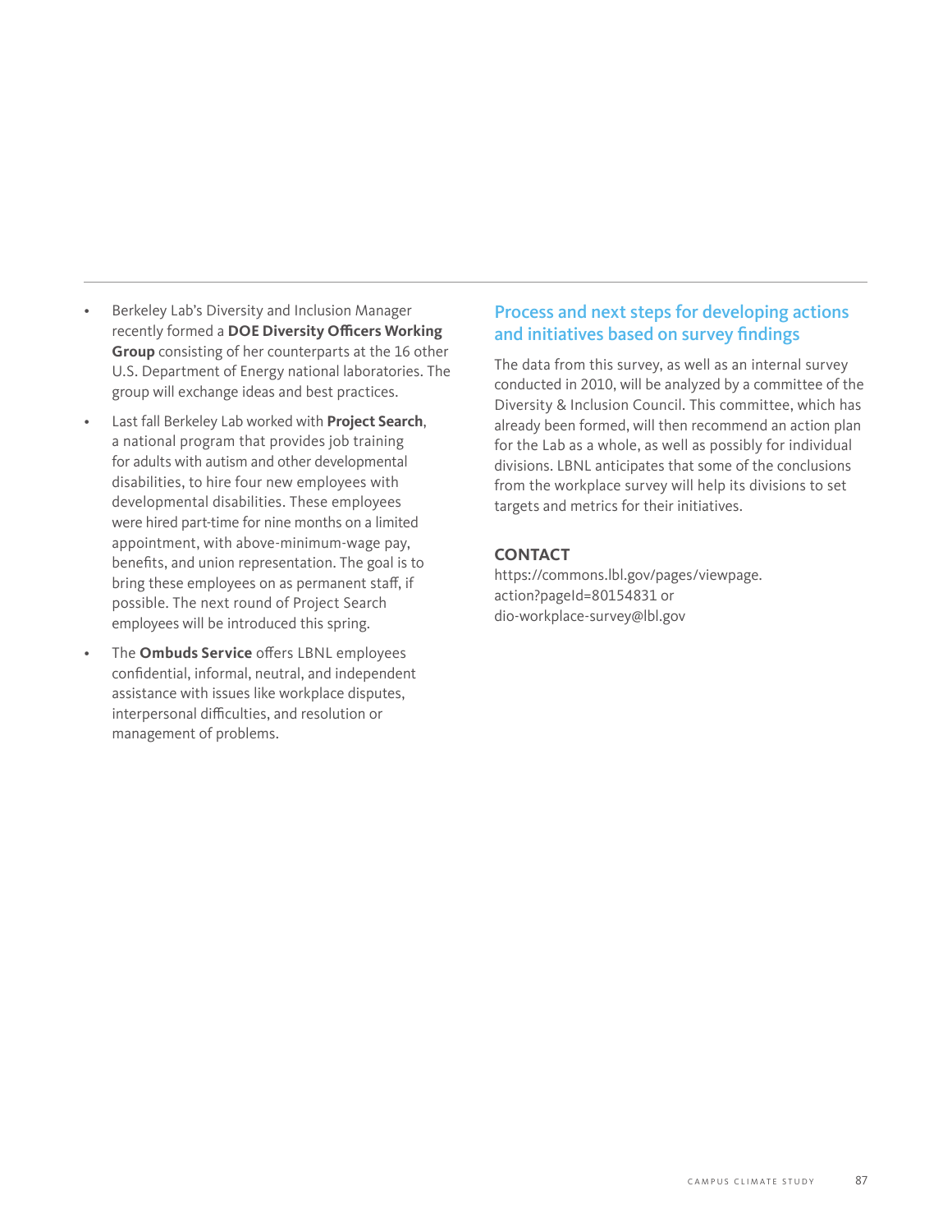- Berkeley Lab's Diversity and Inclusion Manager recently formed a **DOE Diversity Officers Working Group** consisting of her counterparts at the 16 other U.S. Department of Energy national laboratories. The group will exchange ideas and best practices.
- Last fall Berkeley Lab worked with **Project Search**, a national program that provides job training for adults with autism and other developmental disabilities, to hire four new employees with developmental disabilities. These employees were hired part-time for nine months on a limited appointment, with above-minimum-wage pay, benefits, and union representation. The goal is to bring these employees on as permanent staff, if possible. The next round of Project Search employees will be introduced this spring.
- The **Ombuds Service** offers LBNL employees confidential, informal, neutral, and independent assistance with issues like workplace disputes, interpersonal difficulties, and resolution or management of problems.

## Process and next steps for developing actions and initiatives based on survey findings

The data from this survey, as well as an internal survey conducted in 2010, will be analyzed by a committee of the Diversity & Inclusion Council. This committee, which has already been formed, will then recommend an action plan for the Lab as a whole, as well as possibly for individual divisions. LBNL anticipates that some of the conclusions from the workplace survey will help its divisions to set targets and metrics for their initiatives.

### CONTACT

https://commons.lbl.gov/pages/viewpage.action?pageId=80154831 or dio-workplace-survey@lbl.gov